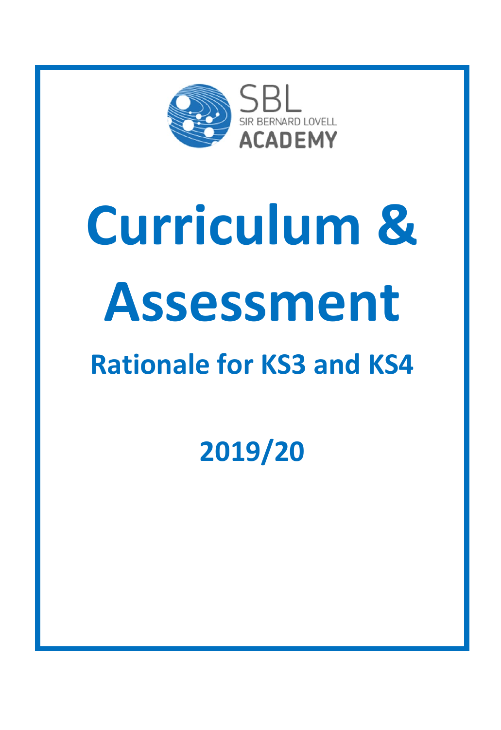SBL
SIR BERNARD LOVELL
ACADEMY

# Curriculum & Assessment

## Rationale for KS3 and KS4

## 2019/20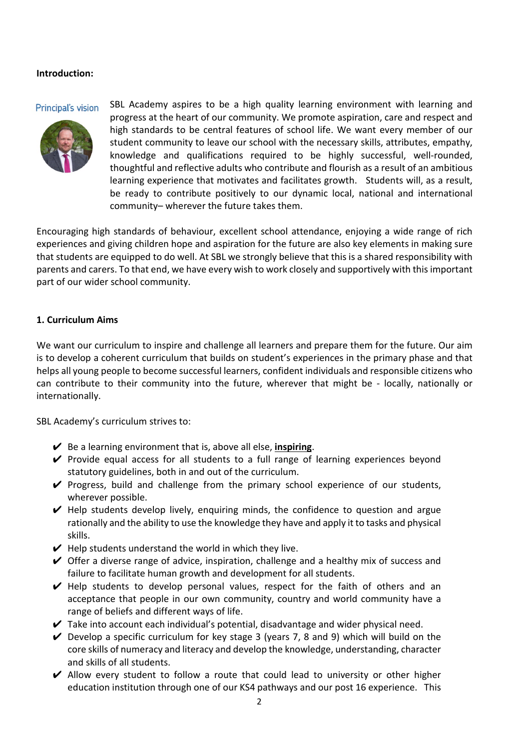**Introduction:**

Principal's vision

SBL Academy aspires to be a high quality learning environment with learning and progress at the heart of our community. We promote aspiration, care and respect and high standards to be central features of school life. We want every member of our student community to leave our school with the necessary skills, attributes, empathy, knowledge and qualifications required to be highly successful, well-rounded, thoughtful and reflective adults who contribute and flourish as a result of an ambitious learning experience that motivates and facilitates growth. Students will, as a result, be ready to contribute positively to our dynamic local, national and international community– wherever the future takes them.

Encouraging high standards of behaviour, excellent school attendance, enjoying a wide range of rich experiences and giving children hope and aspiration for the future are also key elements in making sure that students are equipped to do well. At SBL we strongly believe that this is a shared responsibility with parents and carers. To that end, we have every wish to work closely and supportively with this important part of our wider school community.

**1. Curriculum Aims**

We want our curriculum to inspire and challenge all learners and prepare them for the future. Our aim is to develop a coherent curriculum that builds on student's experiences in the primary phase and that helps all young people to become successful learners, confident individuals and responsible citizens who can contribute to their community into the future, wherever that might be - locally, nationally or internationally.

SBL Academy's curriculum strives to:

- ✔ Be a learning environment that is, above all else, **inspiring**.
- ✔ Provide equal access for all students to a full range of learning experiences beyond statutory guidelines, both in and out of the curriculum.
- ✔ Progress, build and challenge from the primary school experience of our students, wherever possible.
- ✔ Help students develop lively, enquiring minds, the confidence to question and argue rationally and the ability to use the knowledge they have and apply it to tasks and physical skills.
- ✔ Help students understand the world in which they live.
- ✔ Offer a diverse range of advice, inspiration, challenge and a healthy mix of success and failure to facilitate human growth and development for all students.
- ✔ Help students to develop personal values, respect for the faith of others and an acceptance that people in our own community, country and world community have a range of beliefs and different ways of life.
- ✔ Take into account each individual's potential, disadvantage and wider physical need.
- ✔ Develop a specific curriculum for key stage 3 (years 7, 8 and 9) which will build on the core skills of numeracy and literacy and develop the knowledge, understanding, character and skills of all students.
- ✔ Allow every student to follow a route that could lead to university or other higher education institution through one of our KS4 pathways and our post 16 experience. This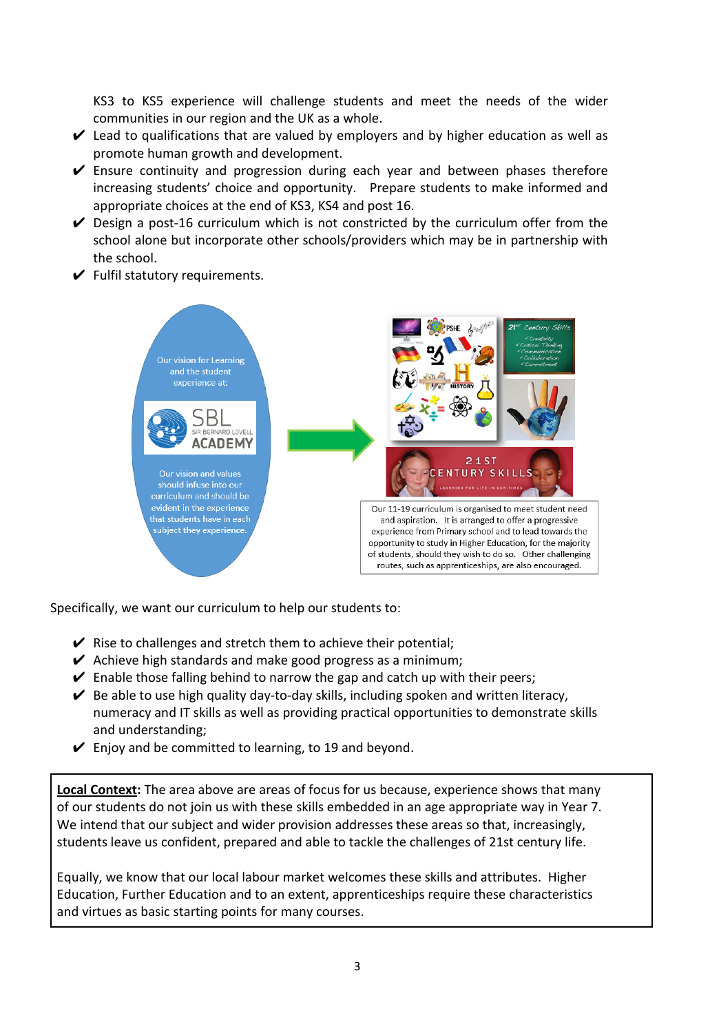KS3 to KS5 experience will challenge students and meet the needs of the wider communities in our region and the UK as a whole.

- ✔ Lead to qualifications that are valued by employers and by higher education as well as promote human growth and development.
- ✔ Ensure continuity and progression during each year and between phases therefore increasing students' choice and opportunity. Prepare students to make informed and appropriate choices at the end of KS3, KS4 and post 16.
- ✔ Design a post-16 curriculum which is not constricted by the curriculum offer from the school alone but incorporate other schools/providers which may be in partnership with the school.
- ✔ Fulfil statutory requirements.

Our vision for Learning and the student experience at:

SBL SIR BERNARD LOVELL ACADEMY

Our vision and values should infuse into our curriculum and should be evident in the experience that students have in each subject they experience.

Our 11-19 curriculum is organised to meet student need and aspiration. It is arranged to offer a progressive experience from Primary school and to lead towards the opportunity to study in Higher Education, for the majority of students, should they wish to do so. Other challenging routes, such as apprenticeships, are also encouraged.

Specifically, we want our curriculum to help our students to:

- ✔ Rise to challenges and stretch them to achieve their potential;
- ✔ Achieve high standards and make good progress as a minimum;
- ✔ Enable those falling behind to narrow the gap and catch up with their peers;
- ✔ Be able to use high quality day-to-day skills, including spoken and written literacy, numeracy and IT skills as well as providing practical opportunities to demonstrate skills and understanding;
- ✔ Enjoy and be committed to learning, to 19 and beyond.

**Local Context:** The area above are areas of focus for us because, experience shows that many of our students do not join us with these skills embedded in an age appropriate way in Year 7. We intend that our subject and wider provision addresses these areas so that, increasingly, students leave us confident, prepared and able to tackle the challenges of 21st century life.

Equally, we know that our local labour market welcomes these skills and attributes. Higher Education, Further Education and to an extent, apprenticeships require these characteristics and virtues as basic starting points for many courses.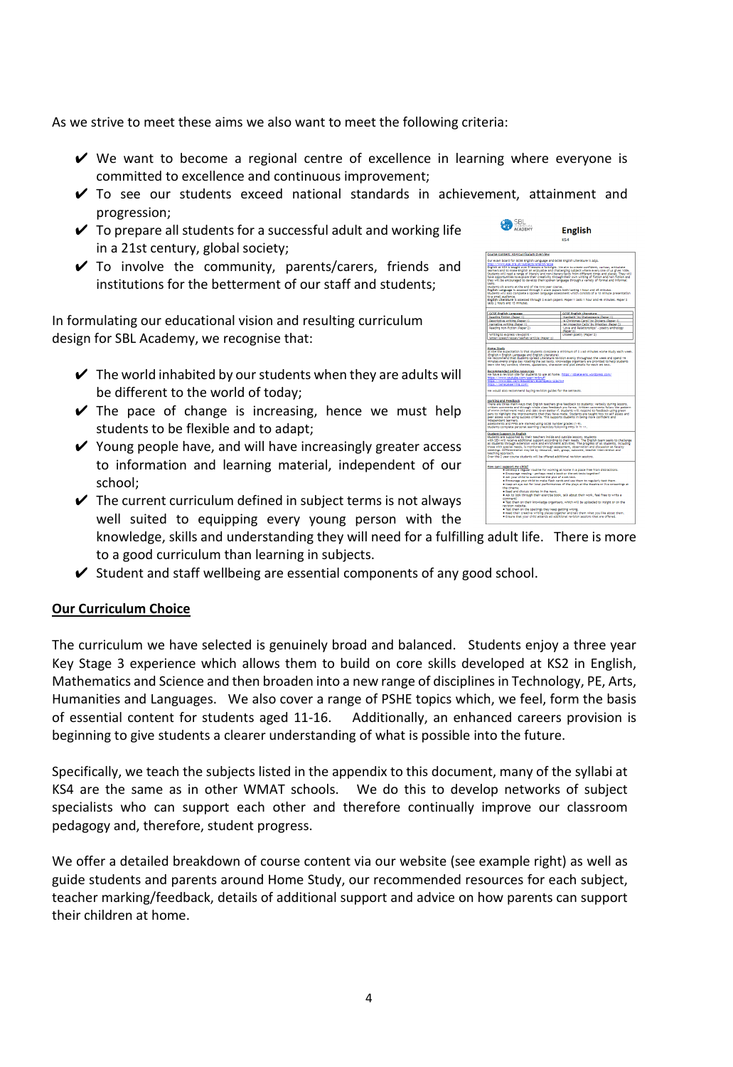As we strive to meet these aims we also want to meet the following criteria:

- ✔ We want to become a regional centre of excellence in learning where everyone is committed to excellence and continuous improvement;
- ✔ To see our students exceed national standards in achievement, attainment and progression;
- ✔ To prepare all students for a successful adult and working life in a 21st century, global society;
- ✔ To involve the community, parents/carers, friends and institutions for the betterment of our staff and students;

In formulating our educational vision and resulting curriculum design for SBL Academy, we recognise that:

- ✔ The world inhabited by our students when they are adults will be different to the world of today;
- ✔ The pace of change is increasing, hence we must help students to be flexible and to adapt;
- ✔ Young people have, and will have increasingly greater access to information and learning material, independent of our school;
- ✔ The current curriculum defined in subject terms is not always well suited to equipping every young person with the knowledge, skills and understanding they will need for a fulfilling adult life. There is more to a good curriculum than learning in subjects.
- ✔ Student and staff wellbeing are essential components of any good school.

## Our Curriculum Choice

The curriculum we have selected is genuinely broad and balanced. Students enjoy a three year Key Stage 3 experience which allows them to build on core skills developed at KS2 in English, Mathematics and Science and then broaden into a new range of disciplines in Technology, PE, Arts, Humanities and Languages. We also cover a range of PSHE topics which, we feel, form the basis of essential content for students aged 11-16. Additionally, an enhanced careers provision is beginning to give students a clearer understanding of what is possible into the future.

Specifically, we teach the subjects listed in the appendix to this document, many of the syllabi at KS4 are the same as in other WMAT schools. We do this to develop networks of subject specialists who can support each other and therefore continually improve our classroom pedagogy and, therefore, student progress.

We offer a detailed breakdown of course content via our website (see example right) as well as guide students and parents around Home Study, our recommended resources for each subject, teacher marking/feedback, details of additional support and advice on how parents can support their children at home.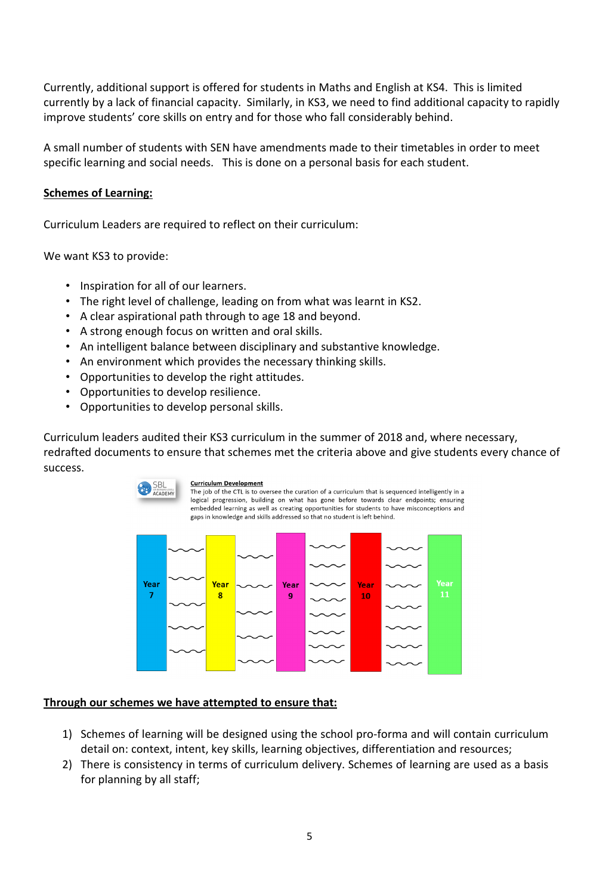Currently, additional support is offered for students in Maths and English at KS4. This is limited currently by a lack of financial capacity. Similarly, in KS3, we need to find additional capacity to rapidly improve students' core skills on entry and for those who fall considerably behind.

A small number of students with SEN have amendments made to their timetables in order to meet specific learning and social needs. This is done on a personal basis for each student.

**Schemes of Learning:**

Curriculum Leaders are required to reflect on their curriculum:

We want KS3 to provide:

- Inspiration for all of our learners.
- The right level of challenge, leading on from what was learnt in KS2.
- A clear aspirational path through to age 18 and beyond.
- A strong enough focus on written and oral skills.
- An intelligent balance between disciplinary and substantive knowledge.
- An environment which provides the necessary thinking skills.
- Opportunities to develop the right attitudes.
- Opportunities to develop resilience.
- Opportunities to develop personal skills.

Curriculum leaders audited their KS3 curriculum in the summer of 2018 and, where necessary, redrafted documents to ensure that schemes met the criteria above and give students every chance of success.

**Curriculum Development**

The job of the CTL is to oversee the curation of a curriculum that is sequenced intelligently in a logical progression, building on what has gone before towards clear endpoints; ensuring embedded learning as well as creating opportunities for students to have misconceptions and gaps in knowledge and skills addressed so that no student is left behind.

Year 7 | Year 8 | Year 9 | Year 10 | Year 11

**Through our schemes we have attempted to ensure that:**

1) Schemes of learning will be designed using the school pro-forma and will contain curriculum detail on: context, intent, key skills, learning objectives, differentiation and resources;
2) There is consistency in terms of curriculum delivery. Schemes of learning are used as a basis for planning by all staff;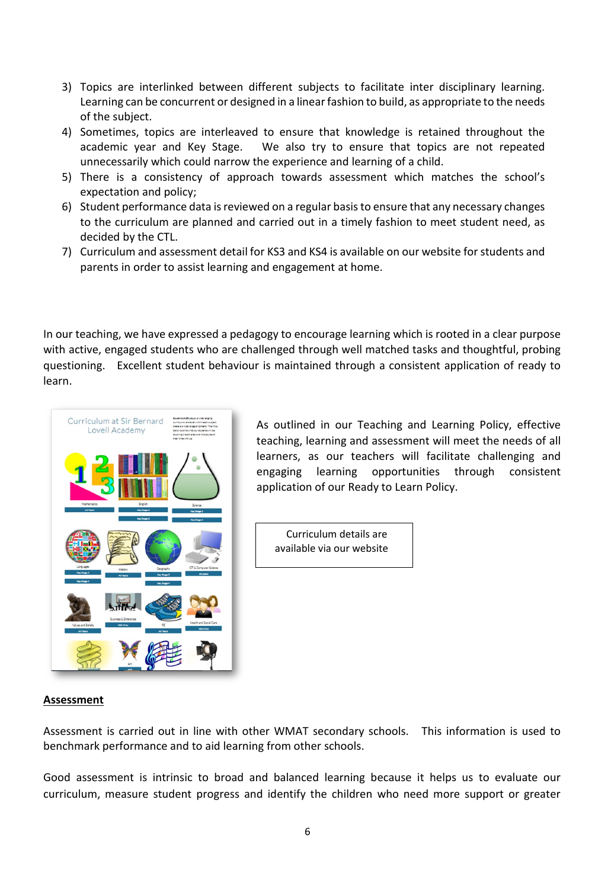3) Topics are interlinked between different subjects to facilitate inter disciplinary learning. Learning can be concurrent or designed in a linear fashion to build, as appropriate to the needs of the subject.
4) Sometimes, topics are interleaved to ensure that knowledge is retained throughout the academic year and Key Stage. We also try to ensure that topics are not repeated unnecessarily which could narrow the experience and learning of a child.
5) There is a consistency of approach towards assessment which matches the school's expectation and policy;
6) Student performance data is reviewed on a regular basis to ensure that any necessary changes to the curriculum are planned and carried out in a timely fashion to meet student need, as decided by the CTL.
7) Curriculum and assessment detail for KS3 and KS4 is available on our website for students and parents in order to assist learning and engagement at home.

In our teaching, we have expressed a pedagogy to encourage learning which is rooted in a clear purpose with active, engaged students who are challenged through well matched tasks and thoughtful, probing questioning. Excellent student behaviour is maintained through a consistent application of ready to learn.

As outlined in our Teaching and Learning Policy, effective teaching, learning and assessment will meet the needs of all learners, as our teachers will facilitate challenging and engaging learning opportunities through consistent application of our Ready to Learn Policy.

Curriculum details are available via our website

**Assessment**

Assessment is carried out in line with other WMAT secondary schools. This information is used to benchmark performance and to aid learning from other schools.

Good assessment is intrinsic to broad and balanced learning because it helps us to evaluate our curriculum, measure student progress and identify the children who need more support or greater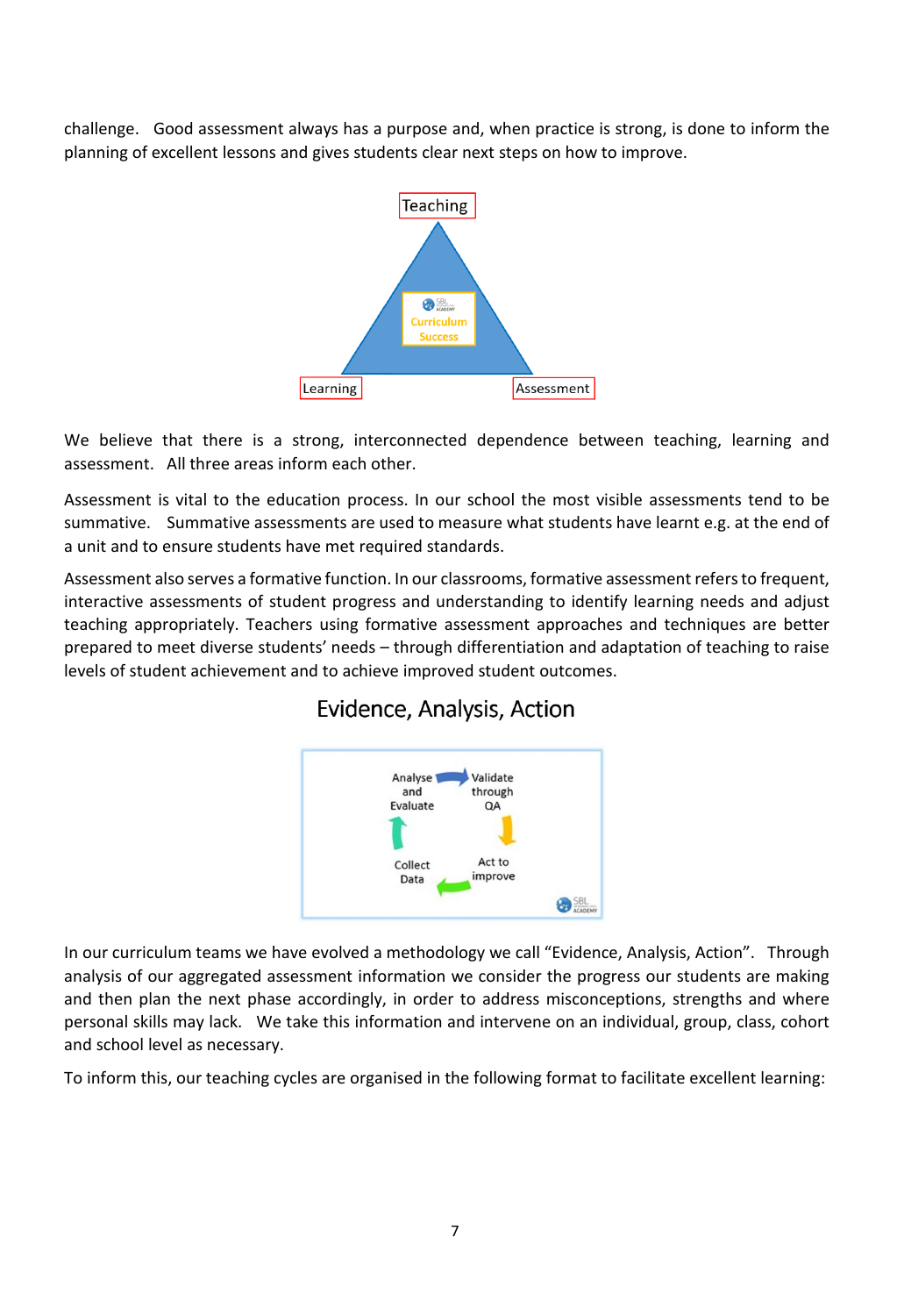challenge. Good assessment always has a purpose and, when practice is strong, is done to inform the planning of excellent lessons and gives students clear next steps on how to improve.

Teaching

Curriculum Success

Learning

Assessment

We believe that there is a strong, interconnected dependence between teaching, learning and assessment. All three areas inform each other.

Assessment is vital to the education process. In our school the most visible assessments tend to be summative. Summative assessments are used to measure what students have learnt e.g. at the end of a unit and to ensure students have met required standards.

Assessment also serves a formative function. In our classrooms, formative assessment refers to frequent, interactive assessments of student progress and understanding to identify learning needs and adjust teaching appropriately. Teachers using formative assessment approaches and techniques are better prepared to meet diverse students' needs – through differentiation and adaptation of teaching to raise levels of student achievement and to achieve improved student outcomes.

## Evidence, Analysis, Action

Analyse and Evaluate → Validate through QA → Act to improve → Collect Data → Analyse and Evaluate

In our curriculum teams we have evolved a methodology we call "Evidence, Analysis, Action". Through analysis of our aggregated assessment information we consider the progress our students are making and then plan the next phase accordingly, in order to address misconceptions, strengths and where personal skills may lack. We take this information and intervene on an individual, group, class, cohort and school level as necessary.

To inform this, our teaching cycles are organised in the following format to facilitate excellent learning: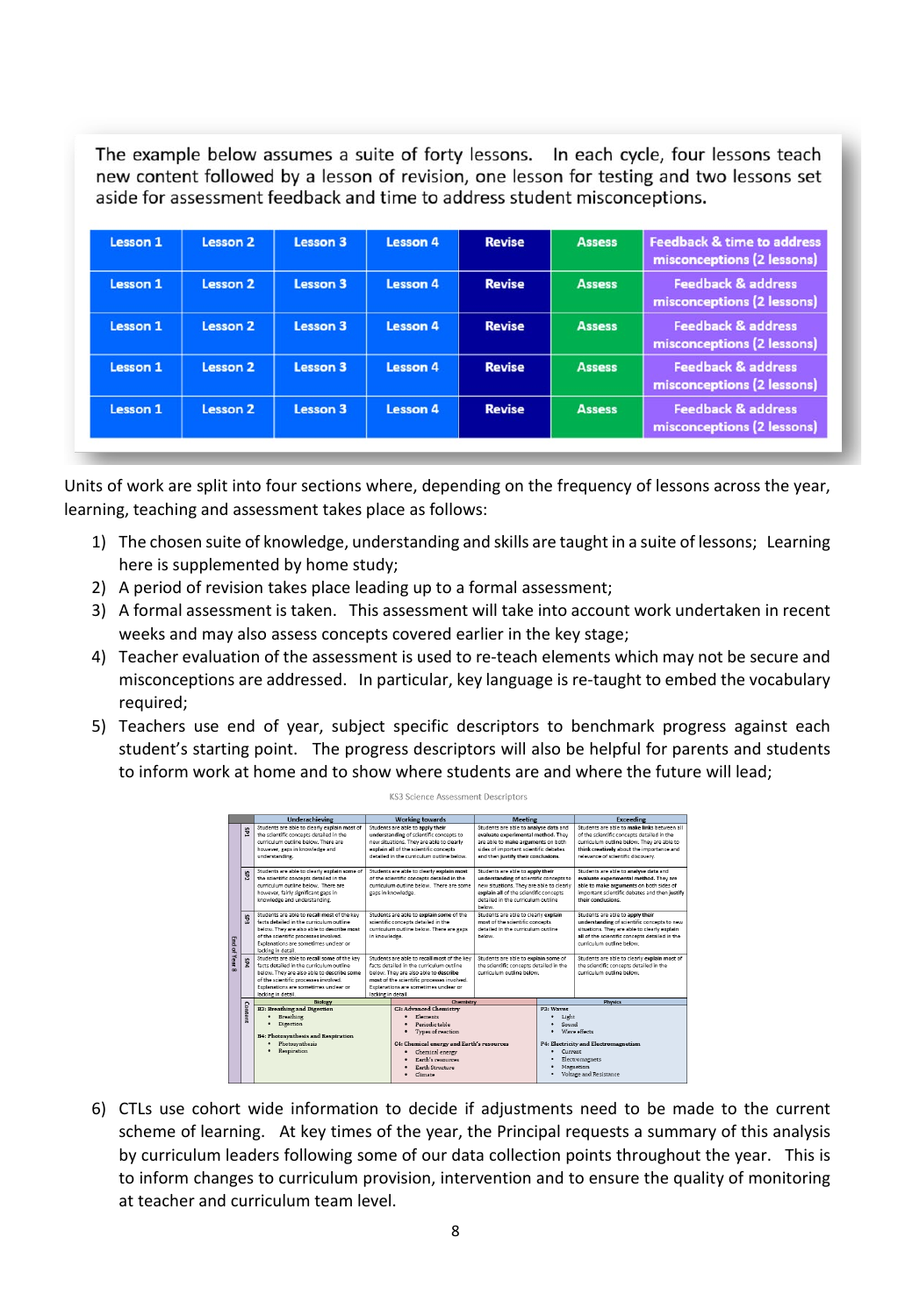The example below assumes a suite of forty lessons. In each cycle, four lessons teach new content followed by a lesson of revision, one lesson for testing and two lessons set aside for assessment feedback and time to address student misconceptions.

| Lesson 1 | Lesson 2 | Lesson 3 | Lesson 4 | Revise | Assess | Feedback & time to address misconceptions (2 lessons) |
|---|---|---|---|---|---|---|
| Lesson 1 | Lesson 2 | Lesson 3 | Lesson 4 | Revise | Assess | Feedback & address misconceptions (2 lessons) |
| Lesson 1 | Lesson 2 | Lesson 3 | Lesson 4 | Revise | Assess | Feedback & address misconceptions (2 lessons) |
| Lesson 1 | Lesson 2 | Lesson 3 | Lesson 4 | Revise | Assess | Feedback & address misconceptions (2 lessons) |
| Lesson 1 | Lesson 2 | Lesson 3 | Lesson 4 | Revise | Assess | Feedback & address misconceptions (2 lessons) |

Units of work are split into four sections where, depending on the frequency of lessons across the year, learning, teaching and assessment takes place as follows:

1) The chosen suite of knowledge, understanding and skills are taught in a suite of lessons; Learning here is supplemented by home study;
2) A period of revision takes place leading up to a formal assessment;
3) A formal assessment is taken. This assessment will take into account work undertaken in recent weeks and may also assess concepts covered earlier in the key stage;
4) Teacher evaluation of the assessment is used to re-teach elements which may not be secure and misconceptions are addressed. In particular, key language is re-taught to embed the vocabulary required;
5) Teachers use end of year, subject specific descriptors to benchmark progress against each student's starting point. The progress descriptors will also be helpful for parents and students to inform work at home and to show where students are and where the future will lead;

KS3 Science Assessment Descriptors

| | | Underachieving | Working towards | Meeting | Exceeding |
|---|---|---|---|---|---|
| End of Year 8 | SP1 | Students are able to clearly explain most of the scientific concepts detailed in the curriculum outline below. There are however, gaps in knowledge and understanding. | Students are able to **apply their understanding** of scientific concepts to new situations. They are able to clearly explain all of the scientific concepts detailed in the curriculum outline below. | Students are able to **analyse data** and **evaluate experimental method**. They are able to **make arguments** on both sides of important scientific debates and then **justify their conclusions**. | Students are able to **make links** between all of the scientific concepts detailed in the curriculum outline below. They are able to **think creatively** about the importance and relevance of scientific discovery. |
| | SP2 | Students are able to clearly **explain some** of the scientific concepts detailed in the curriculum outline below. There are however, fairly significant gaps in knowledge and understanding. | Students are able to clearly **explain most** of the scientific concepts detailed in the curriculum outline below. There are some gaps in knowledge. | Students are able to **apply their understanding** of scientific concepts to new situations. They are able to clearly **explain all** of the scientific concepts detailed in the curriculum outline below. | Students are able to **analyse data** and **evaluate experimental method**. They are able to **make arguments** on both sides of important scientific debates and then **justify their conclusions**. |
| | SP3 | Students are able to **recall most** of the key facts detailed in the curriculum outline below. They are also able to **describe most** of the scientific processes involved. Explanations are sometimes unclear or lacking in detail. | Students are able to **explain some** of the scientific concepts detailed in the curriculum outline below. There are gaps in knowledge. | Students are able to clearly **explain most** of the scientific concepts detailed in the curriculum outline below. | Students are able to **apply their understanding** of scientific concepts to new situations. They are able to clearly **explain all** of the scientific concepts detailed in the curriculum outline below. |
| | SP4 | Students are able to **recall some** of the key facts detailed in the curriculum outline below. They are also able to **describe some** of the scientific processes involved. Explanations are sometimes unclear or lacking in detail. | Students are able to **recall most** of the key facts detailed in the curriculum outline below. They are also able to **describe** most of the scientific processes involved. Explanations are sometimes unclear or lacking in detail. | Students are able to **explain some** of the scientific concepts detailed in the curriculum outline below. | Students are able to clearly **explain most** of the scientific concepts detailed in the curriculum outline below. |
| | Content | Biology: **B3: Breathing and Digestion** • Breathing • Digestion **B4: Photosynthesis and Respiration** • Photosynthesis • Respiration | Chemistry: **C3: Advanced Chemistry** • Elements • Periodic table • Types of reaction **C4: Chemical energy and Earth's resources** • Chemical energy • Earth's resources • Earth Structure • Climate | Physics: **P3: Waves** • Light • Sound • Wave effects **P4: Electricity and Electromagnetism** • Current • Electromagnets • Magnetism • Voltage and Resistance | |

6) CTLs use cohort wide information to decide if adjustments need to be made to the current scheme of learning. At key times of the year, the Principal requests a summary of this analysis by curriculum leaders following some of our data collection points throughout the year. This is to inform changes to curriculum provision, intervention and to ensure the quality of monitoring at teacher and curriculum team level.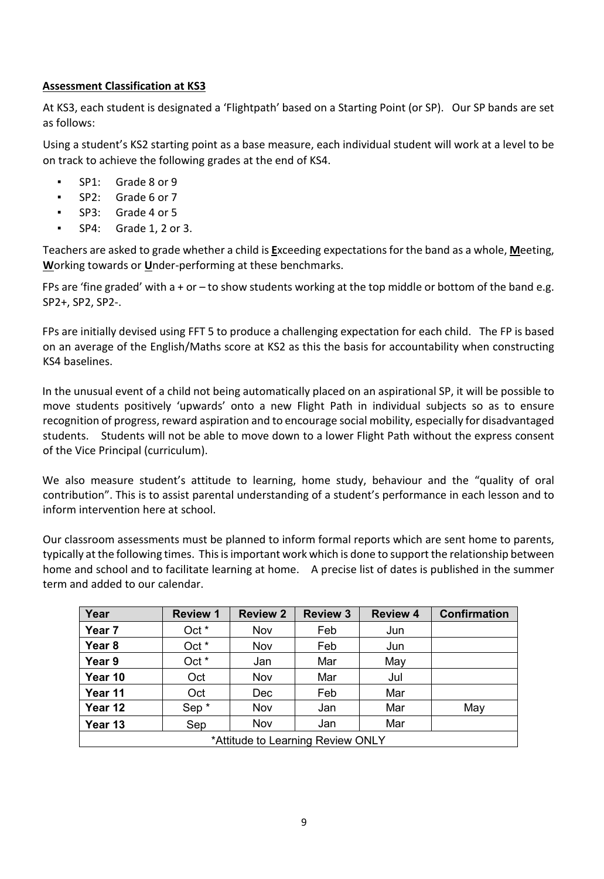**Assessment Classification at KS3**

At KS3, each student is designated a 'Flightpath' based on a Starting Point (or SP). Our SP bands are set as follows:

Using a student's KS2 starting point as a base measure, each individual student will work at a level to be on track to achieve the following grades at the end of KS4.

- SP1: Grade 8 or 9
- SP2: Grade 6 or 7
- SP3: Grade 4 or 5
- SP4: Grade 1, 2 or 3.

Teachers are asked to grade whether a child is **E**xceeding expectations for the band as a whole, **M**eeting, **W**orking towards or **U**nder-performing at these benchmarks.

FPs are 'fine graded' with a + or – to show students working at the top middle or bottom of the band e.g. SP2+, SP2, SP2-.

FPs are initially devised using FFT 5 to produce a challenging expectation for each child. The FP is based on an average of the English/Maths score at KS2 as this the basis for accountability when constructing KS4 baselines.

In the unusual event of a child not being automatically placed on an aspirational SP, it will be possible to move students positively 'upwards' onto a new Flight Path in individual subjects so as to ensure recognition of progress, reward aspiration and to encourage social mobility, especially for disadvantaged students. Students will not be able to move down to a lower Flight Path without the express consent of the Vice Principal (curriculum).

We also measure student's attitude to learning, home study, behaviour and the "quality of oral contribution". This is to assist parental understanding of a student's performance in each lesson and to inform intervention here at school.

Our classroom assessments must be planned to inform formal reports which are sent home to parents, typically at the following times. This is important work which is done to support the relationship between home and school and to facilitate learning at home. A precise list of dates is published in the summer term and added to our calendar.

| Year | Review 1 | Review 2 | Review 3 | Review 4 | Confirmation |
|---|---|---|---|---|---|
| Year 7 | Oct * | Nov | Feb | Jun | |
| Year 8 | Oct * | Nov | Feb | Jun | |
| Year 9 | Oct * | Jan | Mar | May | |
| Year 10 | Oct | Nov | Mar | Jul | |
| Year 11 | Oct | Dec | Feb | Mar | |
| Year 12 | Sep * | Nov | Jan | Mar | May |
| Year 13 | Sep | Nov | Jan | Mar | |
| *Attitude to Learning Review ONLY | | | | | |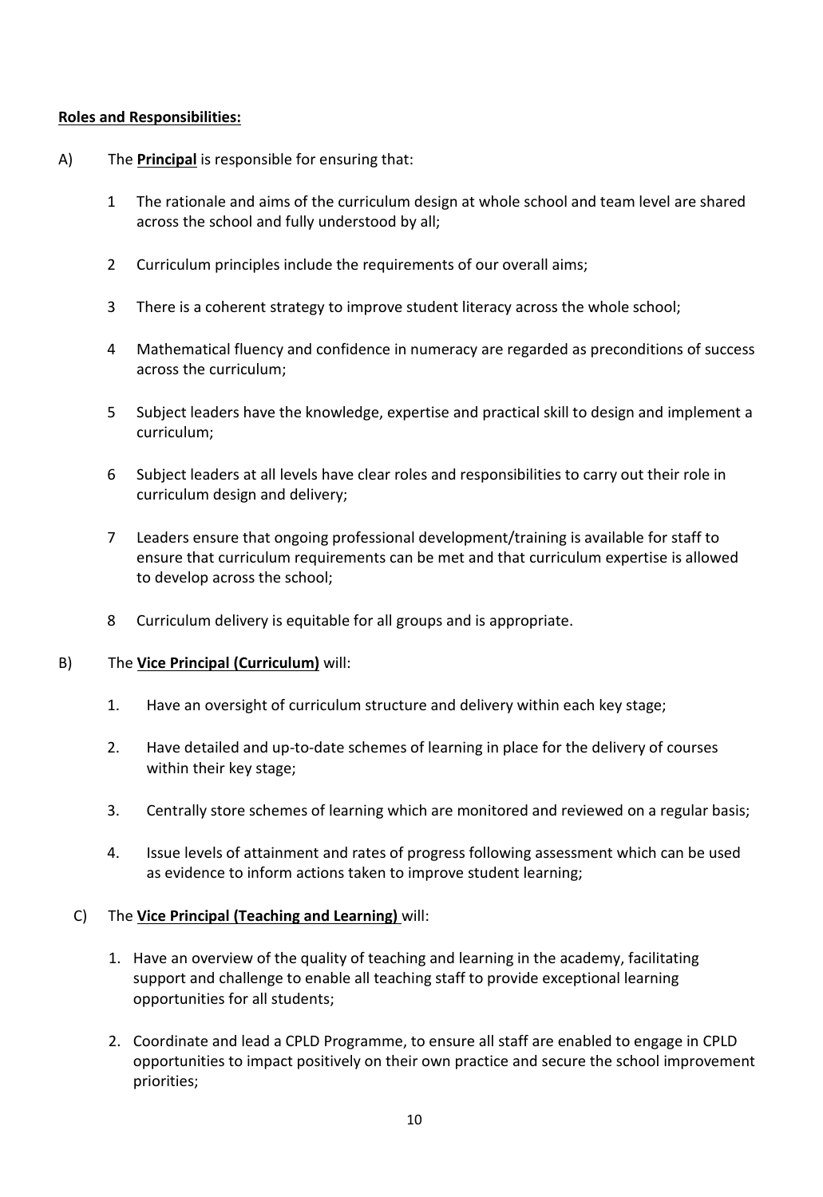**Roles and Responsibilities:**

A) The **Principal** is responsible for ensuring that:

1. The rationale and aims of the curriculum design at whole school and team level are shared across the school and fully understood by all;
2. Curriculum principles include the requirements of our overall aims;
3. There is a coherent strategy to improve student literacy across the whole school;
4. Mathematical fluency and confidence in numeracy are regarded as preconditions of success across the curriculum;
5. Subject leaders have the knowledge, expertise and practical skill to design and implement a curriculum;
6. Subject leaders at all levels have clear roles and responsibilities to carry out their role in curriculum design and delivery;
7. Leaders ensure that ongoing professional development/training is available for staff to ensure that curriculum requirements can be met and that curriculum expertise is allowed to develop across the school;
8. Curriculum delivery is equitable for all groups and is appropriate.

B) The **Vice Principal (Curriculum)** will:

1. Have an oversight of curriculum structure and delivery within each key stage;
2. Have detailed and up-to-date schemes of learning in place for the delivery of courses within their key stage;
3. Centrally store schemes of learning which are monitored and reviewed on a regular basis;
4. Issue levels of attainment and rates of progress following assessment which can be used as evidence to inform actions taken to improve student learning;

C) The **Vice Principal (Teaching and Learning)** will:

1. Have an overview of the quality of teaching and learning in the academy, facilitating support and challenge to enable all teaching staff to provide exceptional learning opportunities for all students;
2. Coordinate and lead a CPLD Programme, to ensure all staff are enabled to engage in CPLD opportunities to impact positively on their own practice and secure the school improvement priorities;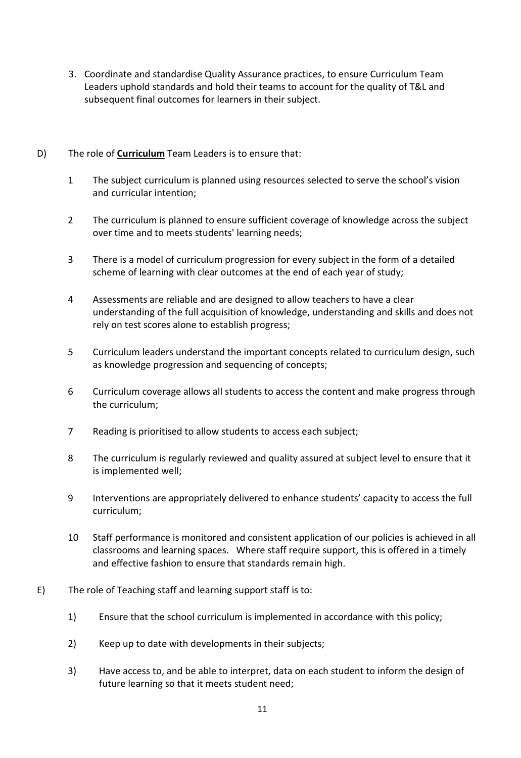3. Coordinate and standardise Quality Assurance practices, to ensure Curriculum Team Leaders uphold standards and hold their teams to account for the quality of T&L and subsequent final outcomes for learners in their subject.

D) The role of **Curriculum** Team Leaders is to ensure that:

1 The subject curriculum is planned using resources selected to serve the school's vision and curricular intention;

2 The curriculum is planned to ensure sufficient coverage of knowledge across the subject over time and to meets students' learning needs;

3 There is a model of curriculum progression for every subject in the form of a detailed scheme of learning with clear outcomes at the end of each year of study;

4 Assessments are reliable and are designed to allow teachers to have a clear understanding of the full acquisition of knowledge, understanding and skills and does not rely on test scores alone to establish progress;

5 Curriculum leaders understand the important concepts related to curriculum design, such as knowledge progression and sequencing of concepts;

6 Curriculum coverage allows all students to access the content and make progress through the curriculum;

7 Reading is prioritised to allow students to access each subject;

8 The curriculum is regularly reviewed and quality assured at subject level to ensure that it is implemented well;

9 Interventions are appropriately delivered to enhance students' capacity to access the full curriculum;

10 Staff performance is monitored and consistent application of our policies is achieved in all classrooms and learning spaces. Where staff require support, this is offered in a timely and effective fashion to ensure that standards remain high.

E) The role of Teaching staff and learning support staff is to:

1) Ensure that the school curriculum is implemented in accordance with this policy;

2) Keep up to date with developments in their subjects;

3) Have access to, and be able to interpret, data on each student to inform the design of future learning so that it meets student need;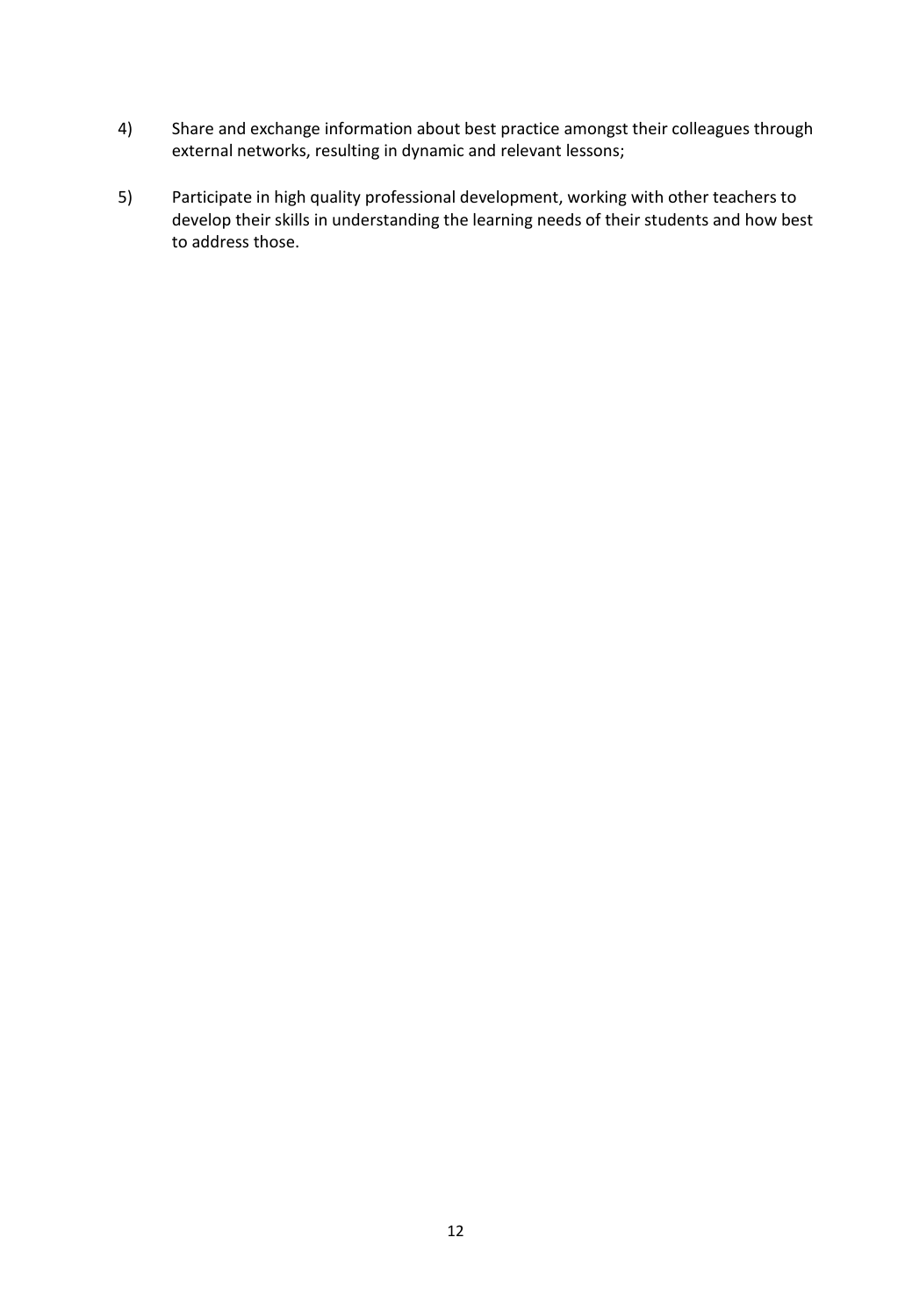4) Share and exchange information about best practice amongst their colleagues through external networks, resulting in dynamic and relevant lessons;

5) Participate in high quality professional development, working with other teachers to develop their skills in understanding the learning needs of their students and how best to address those.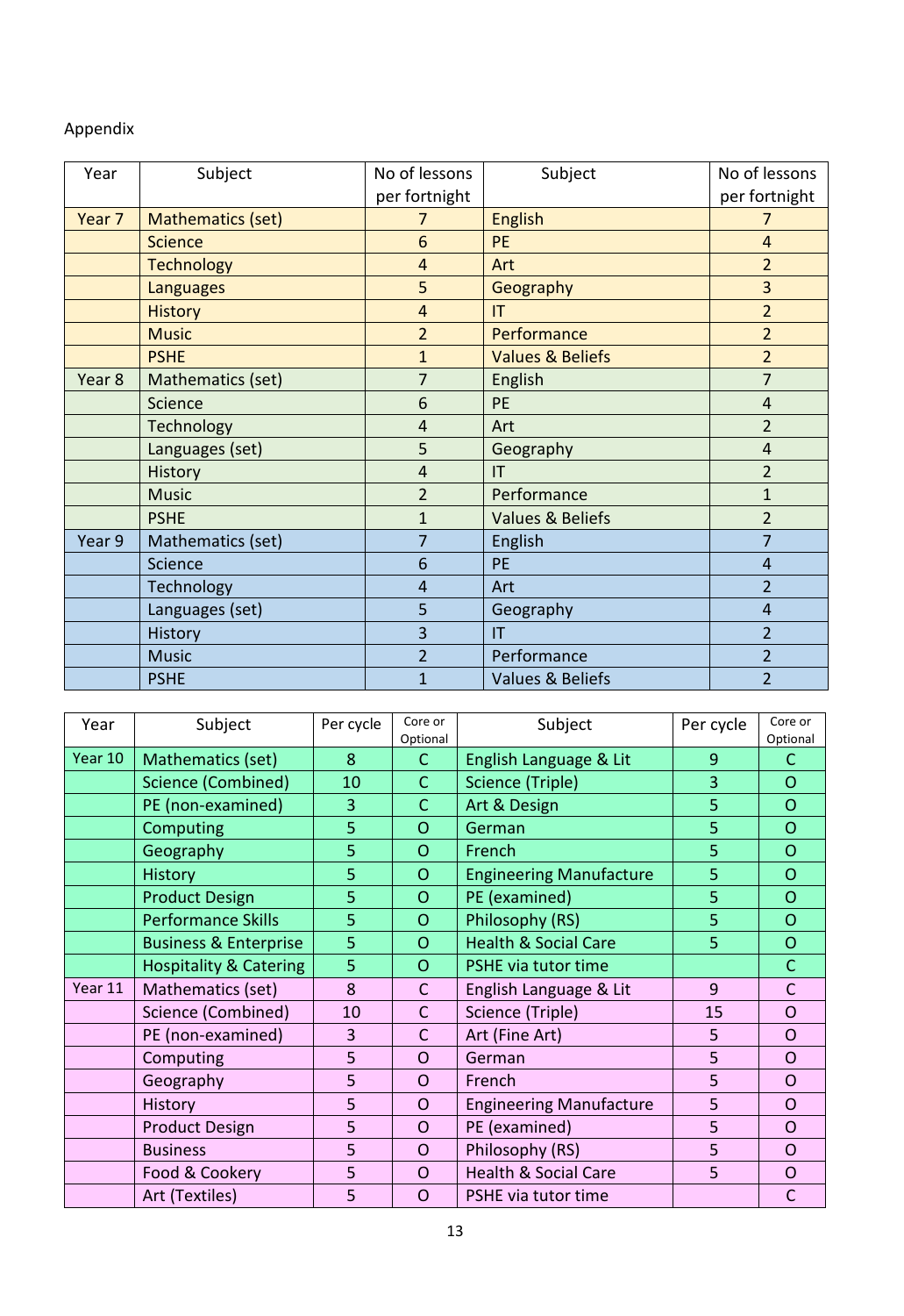Appendix

| Year | Subject | No of lessons per fortnight | Subject | No of lessons per fortnight |
|---|---|---|---|---|
| Year 7 | Mathematics (set) | 7 | English | 7 |
| | Science | 6 | PE | 4 |
| | Technology | 4 | Art | 2 |
| | Languages | 5 | Geography | 3 |
| | History | 4 | IT | 2 |
| | Music | 2 | Performance | 2 |
| | PSHE | 1 | Values & Beliefs | 2 |
| Year 8 | Mathematics (set) | 7 | English | 7 |
| | Science | 6 | PE | 4 |
| | Technology | 4 | Art | 2 |
| | Languages (set) | 5 | Geography | 4 |
| | History | 4 | IT | 2 |
| | Music | 2 | Performance | 1 |
| | PSHE | 1 | Values & Beliefs | 2 |
| Year 9 | Mathematics (set) | 7 | English | 7 |
| | Science | 6 | PE | 4 |
| | Technology | 4 | Art | 2 |
| | Languages (set) | 5 | Geography | 4 |
| | History | 3 | IT | 2 |
| | Music | 2 | Performance | 2 |
| | PSHE | 1 | Values & Beliefs | 2 |

| Year | Subject | Per cycle | Core or Optional | Subject | Per cycle | Core or Optional |
|---|---|---|---|---|---|---|
| Year 10 | Mathematics (set) | 8 | C | English Language & Lit | 9 | C |
| | Science (Combined) | 10 | C | Science (Triple) | 3 | O |
| | PE (non-examined) | 3 | C | Art & Design | 5 | O |
| | Computing | 5 | O | German | 5 | O |
| | Geography | 5 | O | French | 5 | O |
| | History | 5 | O | Engineering Manufacture | 5 | O |
| | Product Design | 5 | O | PE (examined) | 5 | O |
| | Performance Skills | 5 | O | Philosophy (RS) | 5 | O |
| | Business & Enterprise | 5 | O | Health & Social Care | 5 | O |
| | Hospitality & Catering | 5 | O | PSHE via tutor time | | C |
| Year 11 | Mathematics (set) | 8 | C | English Language & Lit | 9 | C |
| | Science (Combined) | 10 | C | Science (Triple) | 15 | O |
| | PE (non-examined) | 3 | C | Art (Fine Art) | 5 | O |
| | Computing | 5 | O | German | 5 | O |
| | Geography | 5 | O | French | 5 | O |
| | History | 5 | O | Engineering Manufacture | 5 | O |
| | Product Design | 5 | O | PE (examined) | 5 | O |
| | Business | 5 | O | Philosophy (RS) | 5 | O |
| | Food & Cookery | 5 | O | Health & Social Care | 5 | O |
| | Art (Textiles) | 5 | O | PSHE via tutor time | | C |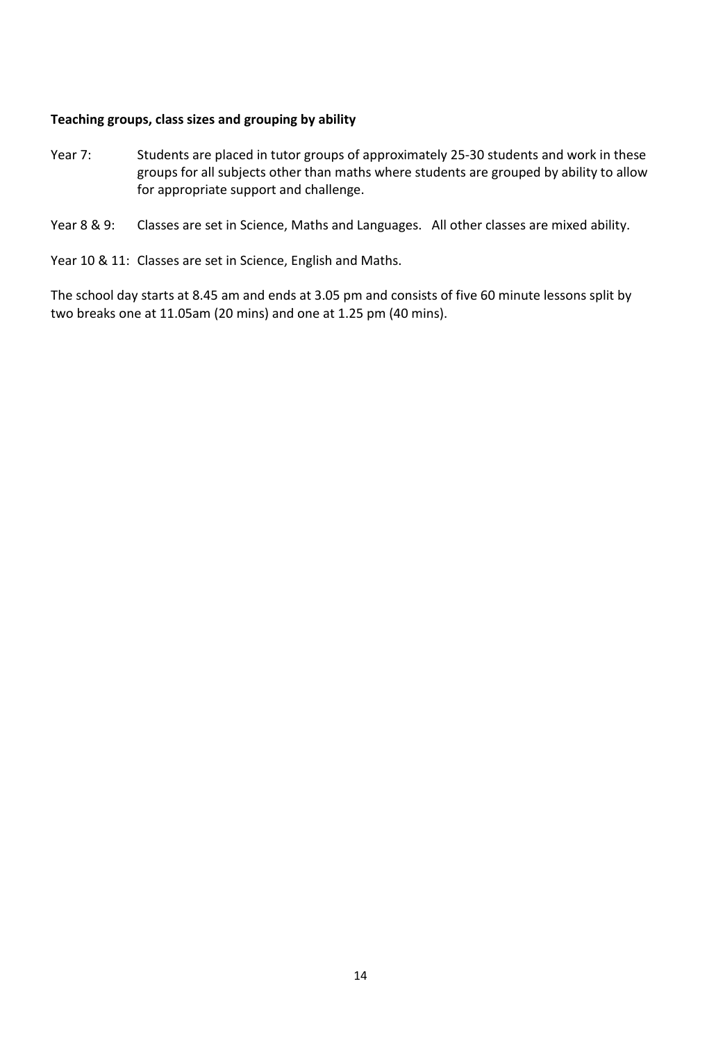**Teaching groups, class sizes and grouping by ability**

Year 7: Students are placed in tutor groups of approximately 25-30 students and work in these groups for all subjects other than maths where students are grouped by ability to allow for appropriate support and challenge.

Year 8 & 9: Classes are set in Science, Maths and Languages. All other classes are mixed ability.

Year 10 & 11: Classes are set in Science, English and Maths.

The school day starts at 8.45 am and ends at 3.05 pm and consists of five 60 minute lessons split by two breaks one at 11.05am (20 mins) and one at 1.25 pm (40 mins).